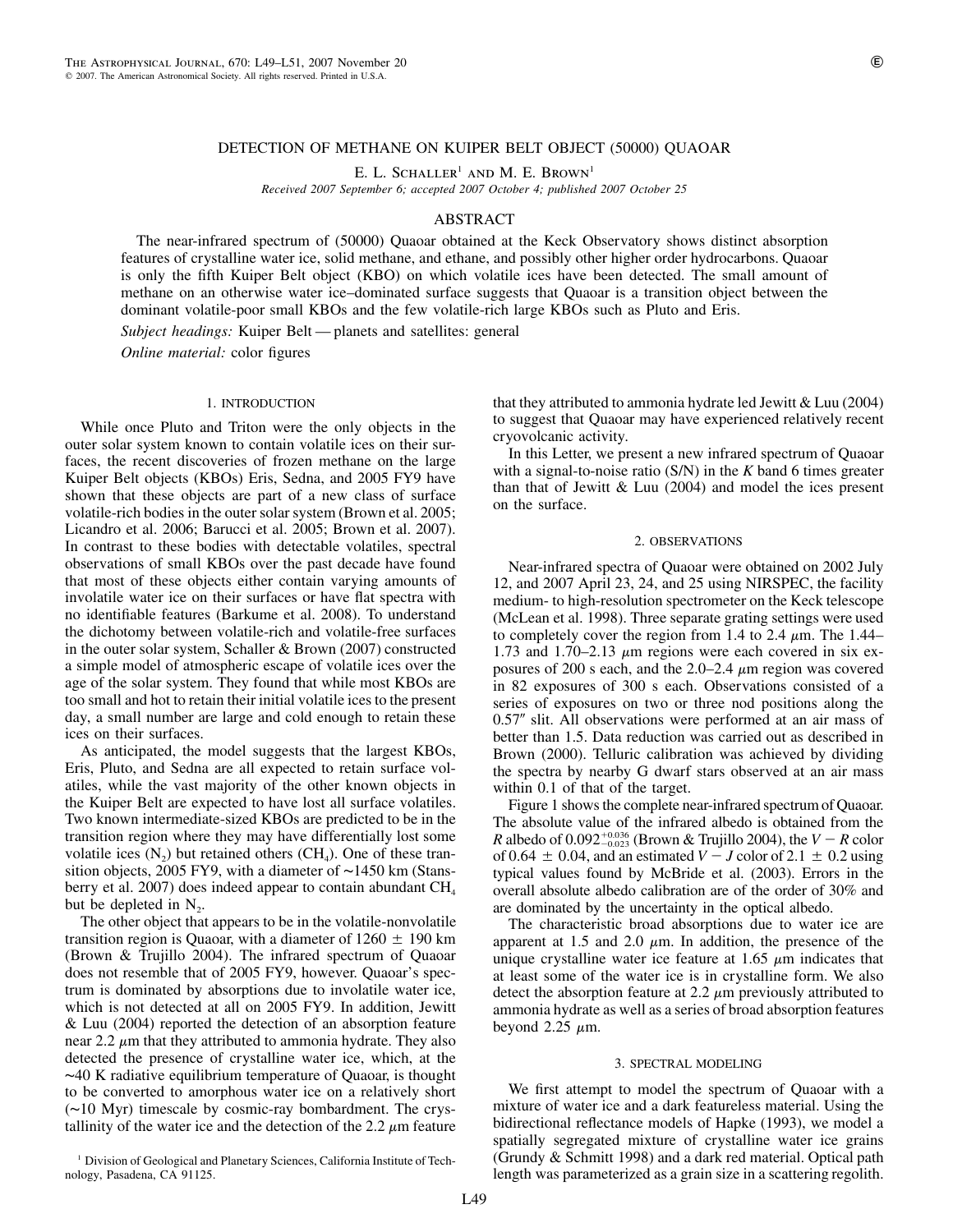# DETECTION OF METHANE ON KUIPER BELT OBJECT (50000) QUAOAR

E. L. Schaller[1] and M. E. Brown[1]

*Received 2007 September 6; accepted 2007 October 4; published 2007 October 25*

## ABSTRACT

The near-infrared spectrum of (50000) Quaoar obtained at the Keck Observatory shows distinct absorption features of crystalline water ice, solid methane, and ethane, and possibly other higher order hydrocarbons. Quaoar is only the fifth Kuiper Belt object (KBO) on which volatile ices have been detected. The small amount of methane on an otherwise water ice–dominated surface suggests that Quaoar is a transition object between the dominant volatile-poor small KBOs and the few volatile-rich large KBOs such as Pluto and Eris.

*Subject headings:* Kuiper Belt — planets and satellites: general

*Online material:* color figures

## 1. INTRODUCTION

While once Pluto and Triton were the only objects in the outer solar system known to contain volatile ices on their surfaces, the recent discoveries of frozen methane on the large Kuiper Belt objects (KBOs) Eris, Sedna, and 2005 FY9 have shown that these objects are part of a new class of surface volatile-rich bodies in the outer solar system (Brown et al. 2005; Licandro et al. 2006; Barucci et al. 2005; Brown et al. 2007). In contrast to these bodies with detectable volatiles, spectral observations of small KBOs over the past decade have found that most of these objects either contain varying amounts of involatile water ice on their surfaces or have flat spectra with no identifiable features (Barkume et al. 2008). To understand the dichotomy between volatile-rich and volatile-free surfaces in the outer solar system, Schaller & Brown (2007) constructed a simple model of atmospheric escape of volatile ices over the age of the solar system. They found that while most KBOs are too small and hot to retain their initial volatile ices to the present day, a small number are large and cold enough to retain these ices on their surfaces.

As anticipated, the model suggests that the largest KBOs, Eris, Pluto, and Sedna are all expected to retain surface volatiles, while the vast majority of the other known objects in the Kuiper Belt are expected to have lost all surface volatiles. Two known intermediate-sized KBOs are predicted to be in the transition region where they may have differentially lost some volatile ices ($N_2$) but retained others ($CH_4$). One of these transition objects, 2005 FY9, with a diameter of ~1450 km (Stansberry et al. 2007) does indeed appear to contain abundant $CH_4$ but be depleted in $N_2$.

The other object that appears to be in the volatile-nonvolatile transition region is Quaoar, with a diameter of 1260 ± 190 km (Brown & Trujillo 2004). The infrared spectrum of Quaoar does not resemble that of 2005 FY9, however. Quaoar's spectrum is dominated by absorptions due to involatile water ice, which is not detected at all on 2005 FY9. In addition, Jewitt & Luu (2004) reported the detection of an absorption feature near 2.2 $\mu$m that they attributed to ammonia hydrate. They also detected the presence of crystalline water ice, which, at the ~40 K radiative equilibrium temperature of Quaoar, is thought to be converted to amorphous water ice on a relatively short (~10 Myr) timescale by cosmic-ray bombardment. The crystallinity of the water ice and the detection of the 2.2 $\mu$m feature that they attributed to ammonia hydrate led Jewitt & Luu (2004) to suggest that Quaoar may have experienced relatively recent cryovolcanic activity.

In this Letter, we present a new infrared spectrum of Quaoar with a signal-to-noise ratio (S/N) in the *K* band 6 times greater than that of Jewitt & Luu (2004) and model the ices present on the surface.

## 2. OBSERVATIONS

Near-infrared spectra of Quaoar were obtained on 2002 July 12, and 2007 April 23, 24, and 25 using NIRSPEC, the facility medium- to high-resolution spectrometer on the Keck telescope (McLean et al. 1998). Three separate grating settings were used to completely cover the region from 1.4 to 2.4 $\mu$m. The 1.44–1.73 and 1.70–2.13 $\mu$m regions were each covered in six exposures of 200 s each, and the 2.0–2.4 $\mu$m region was covered in 82 exposures of 300 s each. Observations consisted of a series of exposures on two or three nod positions along the 0.57″ slit. All observations were performed at an air mass of better than 1.5. Data reduction was carried out as described in Brown (2000). Telluric calibration was achieved by dividing the spectra by nearby G dwarf stars observed at an air mass within 0.1 of that of the target.

Figure 1 shows the complete near-infrared spectrum of Quaoar. The absolute value of the infrared albedo is obtained from the *R* albedo of $0.092^{+0.036}_{-0.023}$ (Brown & Trujillo 2004), the $V - R$ color of 0.64 ± 0.04, and an estimated $V - J$ color of 2.1 ± 0.2 using typical values found by McBride et al. (2003). Errors in the overall absolute albedo calibration are of the order of 30% and are dominated by the uncertainty in the optical albedo.

The characteristic broad absorptions due to water ice are apparent at 1.5 and 2.0 $\mu$m. In addition, the presence of the unique crystalline water ice feature at 1.65 $\mu$m indicates that at least some of the water ice is in crystalline form. We also detect the absorption feature at 2.2 $\mu$m previously attributed to ammonia hydrate as well as a series of broad absorption features beyond 2.25 $\mu$m.

## 3. SPECTRAL MODELING

We first attempt to model the spectrum of Quaoar with a mixture of water ice and a dark featureless material. Using the bidirectional reflectance models of Hapke (1993), we model a spatially segregated mixture of crystalline water ice grains (Grundy & Schmitt 1998) and a dark red material. Optical path length was parameterized as a grain size in a scattering regolith.

[1] Division of Geological and Planetary Sciences, California Institute of Technology, Pasadena, CA 91125.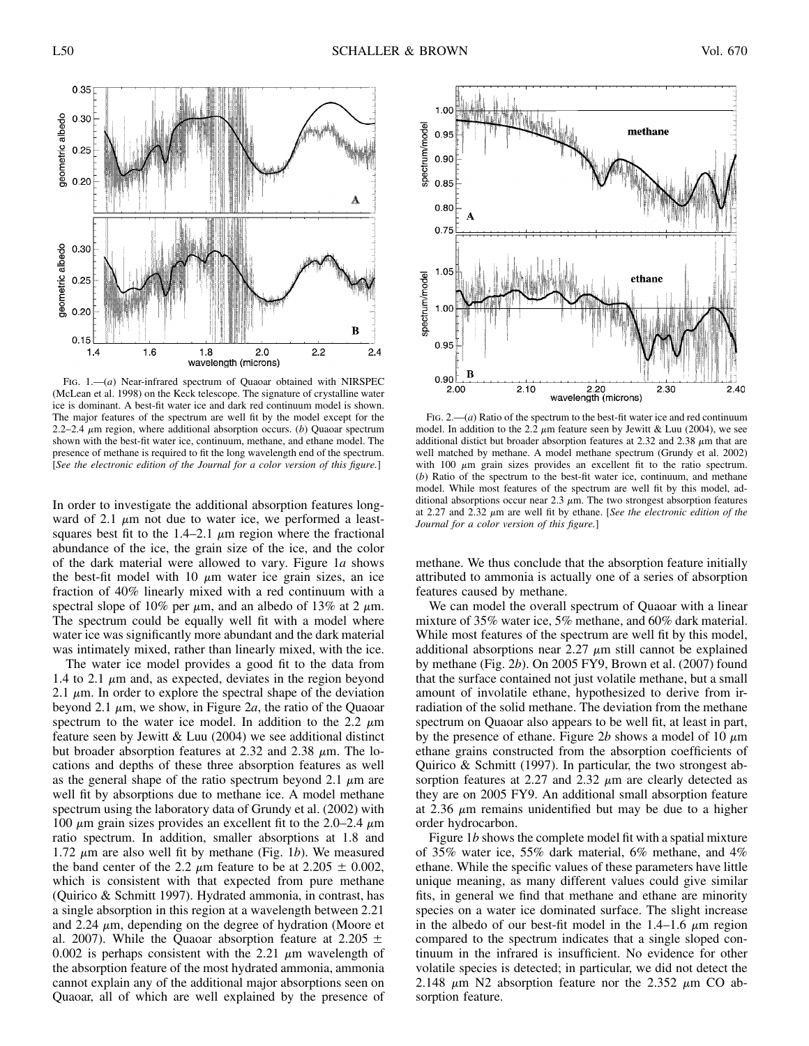Fig. 1.—(*a*) Near-infrared spectrum of Quaoar obtained with NIRSPEC (McLean et al. 1998) on the Keck telescope. The signature of crystalline water ice is dominant. A best-fit water ice and dark red continuum model is shown. The major features of the spectrum are well fit by the model except for the 2.2–2.4 $\mu$m region, where additional absorption occurs. (*b*) Quaoar spectrum shown with the best-fit water ice, continuum, methane, and ethane model. The presence of methane is required to fit the long wavelength end of the spectrum. [*See the electronic edition of the Journal for a color version of this figure.*]

In order to investigate the additional absorption features longward of 2.1 $\mu$m not due to water ice, we performed a least-squares best fit to the 1.4–2.1 $\mu$m region where the fractional abundance of the ice, the grain size of the ice, and the color of the dark material were allowed to vary. Figure 1*a* shows the best-fit model with 10 $\mu$m water ice grain sizes, an ice fraction of 40% linearly mixed with a red continuum with a spectral slope of 10% per $\mu$m, and an albedo of 13% at 2 $\mu$m. The spectrum could be equally well fit with a model where water ice was significantly more abundant and the dark material was intimately mixed, rather than linearly mixed, with the ice.

The water ice model provides a good fit to the data from 1.4 to 2.1 $\mu$m and, as expected, deviates in the region beyond 2.1 $\mu$m. In order to explore the spectral shape of the deviation beyond 2.1 $\mu$m, we show, in Figure 2*a*, the ratio of the Quaoar spectrum to the water ice model. In addition to the 2.2 $\mu$m feature seen by Jewitt & Luu (2004) we see additional distinct but broader absorption features at 2.32 and 2.38 $\mu$m. The locations and depths of these three absorption features as well as the general shape of the ratio spectrum beyond 2.1 $\mu$m are well fit by absorptions due to methane ice. A model methane spectrum using the laboratory data of Grundy et al. (2002) with 100 $\mu$m grain sizes provides an excellent fit to the 2.0–2.4 $\mu$m ratio spectrum. In addition, smaller absorptions at 1.8 and 1.72 $\mu$m are also well fit by methane (Fig. 1*b*). We measured the band center of the 2.2 $\mu$m feature to be at 2.205 ± 0.002, which is consistent with that expected from pure methane (Quirico & Schmitt 1997). Hydrated ammonia, in contrast, has a single absorption in this region at a wavelength between 2.21 and 2.24 $\mu$m, depending on the degree of hydration (Moore et al. 2007). While the Quaoar absorption feature at 2.205 ± 0.002 is perhaps consistent with the 2.21 $\mu$m wavelength of the absorption feature of the most hydrated ammonia, ammonia cannot explain any of the additional major absorptions seen on Quaoar, all of which are well explained by the presence of methane. We thus conclude that the absorption feature initially attributed to ammonia is actually one of a series of absorption features caused by methane.

Fig. 2.—(*a*) Ratio of the spectrum to the best-fit water ice and red continuum model. In addition to the 2.2 $\mu$m feature seen by Jewitt & Luu (2004), we see additional distict but broader absorption features at 2.32 and 2.38 $\mu$m that are well matched by methane. A model methane spectrum (Grundy et al. 2002) with 100 $\mu$m grain sizes provides an excellent fit to the ratio spectrum. (*b*) Ratio of the spectrum to the best-fit water ice, continuum, and methane model. While most features of the spectrum are well fit by this model, additional absorptions occur near 2.3 $\mu$m. The two strongest absorption features at 2.27 and 2.32 $\mu$m are well fit by ethane. [*See the electronic edition of the Journal for a color version of this figure.*]

We can model the overall spectrum of Quaoar with a linear mixture of 35% water ice, 5% methane, and 60% dark material. While most features of the spectrum are well fit by this model, additional absorptions near 2.27 $\mu$m still cannot be explained by methane (Fig. 2*b*). On 2005 FY9, Brown et al. (2007) found that the surface contained not just volatile methane, but a small amount of involatile ethane, hypothesized to derive from irradiation of the solid methane. The deviation from the methane spectrum on Quaoar also appears to be well fit, at least in part, by the presence of ethane. Figure 2*b* shows a model of 10 $\mu$m ethane grains constructed from the absorption coefficients of Quirico & Schmitt (1997). In particular, the two strongest absorption features at 2.27 and 2.32 $\mu$m are clearly detected as they are on 2005 FY9. An additional small absorption feature at 2.36 $\mu$m remains unidentified but may be due to a higher order hydrocarbon.

Figure 1*b* shows the complete model fit with a spatial mixture of 35% water ice, 55% dark material, 6% methane, and 4% ethane. While the specific values of these parameters have little unique meaning, as many different values could give similar fits, in general we find that methane and ethane are minority species on a water ice dominated surface. The slight increase in the albedo of our best-fit model in the 1.4–1.6 $\mu$m region compared to the spectrum indicates that a single sloped continuum in the infrared is insufficient. No evidence for other volatile species is detected; in particular, we did not detect the 2.148 $\mu$m N2 absorption feature nor the 2.352 $\mu$m CO absorption feature.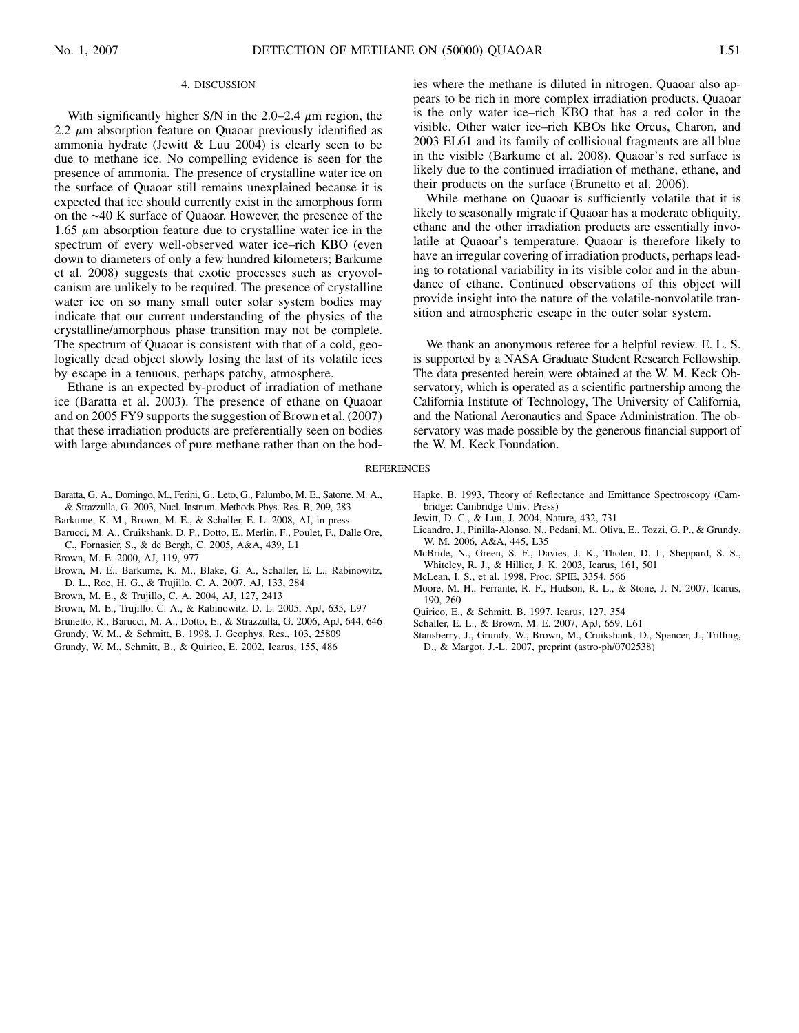## 4. DISCUSSION

With significantly higher S/N in the 2.0–2.4 $\mu$m region, the 2.2 $\mu$m absorption feature on Quaoar previously identified as ammonia hydrate (Jewitt & Luu 2004) is clearly seen to be due to methane ice. No compelling evidence is seen for the presence of ammonia. The presence of crystalline water ice on the surface of Quaoar still remains unexplained because it is expected that ice should currently exist in the amorphous form on the ∼40 K surface of Quaoar. However, the presence of the 1.65 $\mu$m absorption feature due to crystalline water ice in the spectrum of every well-observed water ice–rich KBO (even down to diameters of only a few hundred kilometers; Barkume et al. 2008) suggests that exotic processes such as cryovolcanism are unlikely to be required. The presence of crystalline water ice on so many small outer solar system bodies may indicate that our current understanding of the physics of the crystalline/amorphous phase transition may not be complete. The spectrum of Quaoar is consistent with that of a cold, geologically dead object slowly losing the last of its volatile ices by escape in a tenuous, perhaps patchy, atmosphere.

Ethane is an expected by-product of irradiation of methane ice (Baratta et al. 2003). The presence of ethane on Quaoar and on 2005 FY9 supports the suggestion of Brown et al. (2007) that these irradiation products are preferentially seen on bodies with large abundances of pure methane rather than on the bodies where the methane is diluted in nitrogen. Quaoar also appears to be rich in more complex irradiation products. Quaoar is the only water ice–rich KBO that has a red color in the visible. Other water ice–rich KBOs like Orcus, Charon, and 2003 EL61 and its family of collisional fragments are all blue in the visible (Barkume et al. 2008). Quaoar's red surface is likely due to the continued irradiation of methane, ethane, and their products on the surface (Brunetto et al. 2006).

While methane on Quaoar is sufficiently volatile that it is likely to seasonally migrate if Quaoar has a moderate obliquity, ethane and the other irradiation products are essentially involatile at Quaoar's temperature. Quaoar is therefore likely to have an irregular covering of irradiation products, perhaps leading to rotational variability in its visible color and in the abundance of ethane. Continued observations of this object will provide insight into the nature of the volatile-nonvolatile transition and atmospheric escape in the outer solar system.

We thank an anonymous referee for a helpful review. E. L. S. is supported by a NASA Graduate Student Research Fellowship. The data presented herein were obtained at the W. M. Keck Observatory, which is operated as a scientific partnership among the California Institute of Technology, The University of California, and the National Aeronautics and Space Administration. The observatory was made possible by the generous financial support of the W. M. Keck Foundation.

## REFERENCES

Baratta, G. A., Domingo, M., Ferini, G., Leto, G., Palumbo, M. E., Satorre, M. A., & Strazzulla, G. 2003, Nucl. Instrum. Methods Phys. Res. B, 209, 283
Barkume, K. M., Brown, M. E., & Schaller, E. L. 2008, AJ, in press
Barucci, M. A., Cruikshank, D. P., Dotto, E., Merlin, F., Poulet, F., Dalle Ore, C., Fornasier, S., & de Bergh, C. 2005, A&A, 439, L1
Brown, M. E. 2000, AJ, 119, 977
Brown, M. E., Barkume, K. M., Blake, G. A., Schaller, E. L., Rabinowitz, D. L., Roe, H. G., & Trujillo, C. A. 2007, AJ, 133, 284
Brown, M. E., & Trujillo, C. A. 2004, AJ, 127, 2413
Brown, M. E., Trujillo, C. A., & Rabinowitz, D. L. 2005, ApJ, 635, L97
Brunetto, R., Barucci, M. A., Dotto, E., & Strazzulla, G. 2006, ApJ, 644, 646
Grundy, W. M., & Schmitt, B. 1998, J. Geophys. Res., 103, 25809
Grundy, W. M., Schmitt, B., & Quirico, E. 2002, Icarus, 155, 486
Hapke, B. 1993, Theory of Reflectance and Emittance Spectroscopy (Cambridge: Cambridge Univ. Press)
Jewitt, D. C., & Luu, J. 2004, Nature, 432, 731
Licandro, J., Pinilla-Alonso, N., Pedani, M., Oliva, E., Tozzi, G. P., & Grundy, W. M. 2006, A&A, 445, L35
McBride, N., Green, S. F., Davies, J. K., Tholen, D. J., Sheppard, S. S., Whiteley, R. J., & Hillier, J. K. 2003, Icarus, 161, 501
McLean, I. S., et al. 1998, Proc. SPIE, 3354, 566
Moore, M. H., Ferrante, R. F., Hudson, R. L., & Stone, J. N. 2007, Icarus, 190, 260
Quirico, E., & Schmitt, B. 1997, Icarus, 127, 354
Schaller, E. L., & Brown, M. E. 2007, ApJ, 659, L61
Stansberry, J., Grundy, W., Brown, M., Cruikshank, D., Spencer, J., Trilling, D., & Margot, J.-L. 2007, preprint (astro-ph/0702538)